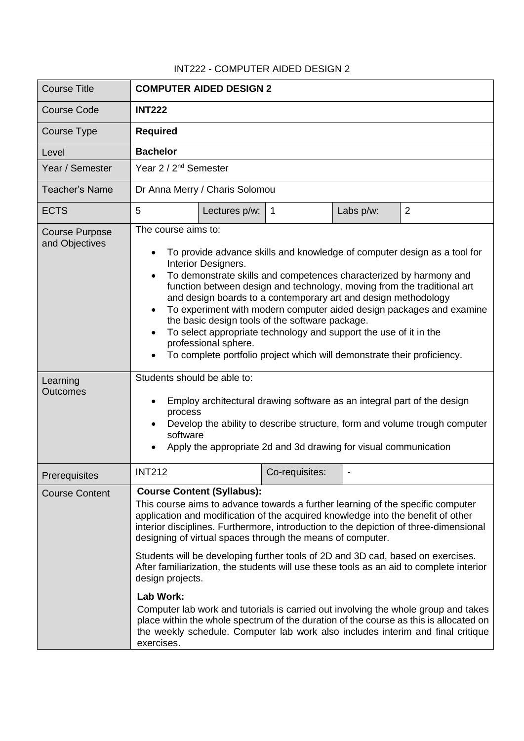# INT222 - COMPUTER AIDED DESIGN 2

| Course Title | **COMPUTER AIDED DESIGN 2** | | | | |
|---|---|---|---|---|---|
| Course Code | **INT222** | | | | |
| Course Type | **Required** | | | | |
| Level | **Bachelor** | | | | |
| Year / Semester | Year 2 / 2nd Semester | | | | |
| Teacher's Name | Dr Anna Merry / Charis Solomou | | | | |
| ECTS | 5 | Lectures p/w: | 1 | Labs p/w: | 2 |
| Course Purpose and Objectives | The course aims to:<br>• To provide advance skills and knowledge of computer design as a tool for Interior Designers.<br>• To demonstrate skills and competences characterized by harmony and function between design and technology, moving from the traditional art and design boards to a contemporary art and design methodology<br>• To experiment with modern computer aided design packages and examine the basic design tools of the software package.<br>• To select appropriate technology and support the use of it in the professional sphere.<br>• To complete portfolio project which will demonstrate their proficiency. | | | | |
| Learning Outcomes | Students should be able to:<br>• Employ architectural drawing software as an integral part of the design process<br>• Develop the ability to describe structure, form and volume trough computer software<br>• Apply the appropriate 2d and 3d drawing for visual communication | | | | |
| Prerequisites | INT212 | | Co-requisites: | - | |
| Course Content | **Course Content (Syllabus):**<br>This course aims to advance towards a further learning of the specific computer application and modification of the acquired knowledge into the benefit of other interior disciplines. Furthermore, introduction to the depiction of three-dimensional designing of virtual spaces through the means of computer.<br>Students will be developing further tools of 2D and 3D cad, based on exercises. After familiarization, the students will use these tools as an aid to complete interior design projects.<br>**Lab Work:**<br>Computer lab work and tutorials is carried out involving the whole group and takes place within the whole spectrum of the duration of the course as this is allocated on the weekly schedule. Computer lab work also includes interim and final critique exercises. | | | | |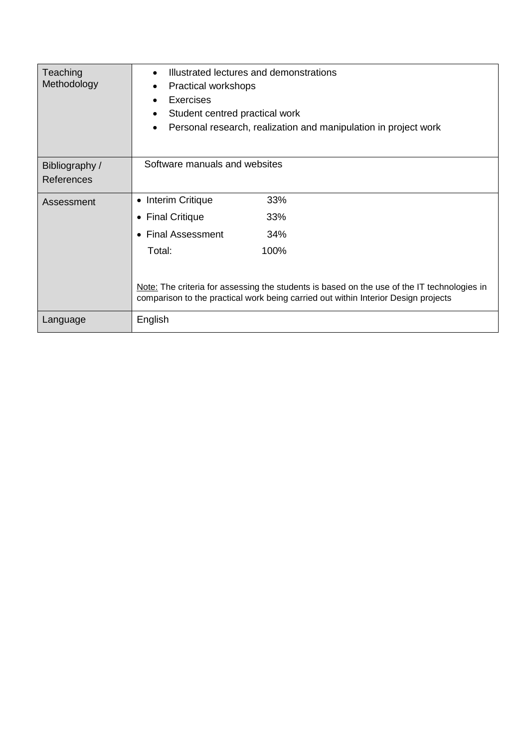| | |
|---|---|
| Teaching Methodology | • Illustrated lectures and demonstrations<br>• Practical workshops<br>• Exercises<br>• Student centred practical work<br>• Personal research, realization and manipulation in project work |
| Bibliography / References | Software manuals and websites |
| Assessment | • Interim Critique 33%<br>• Final Critique 33%<br>• Final Assessment 34%<br>Total: 100%<br><br>Note: The criteria for assessing the students is based on the use of the IT technologies in comparison to the practical work being carried out within Interior Design projects |
| Language | English |